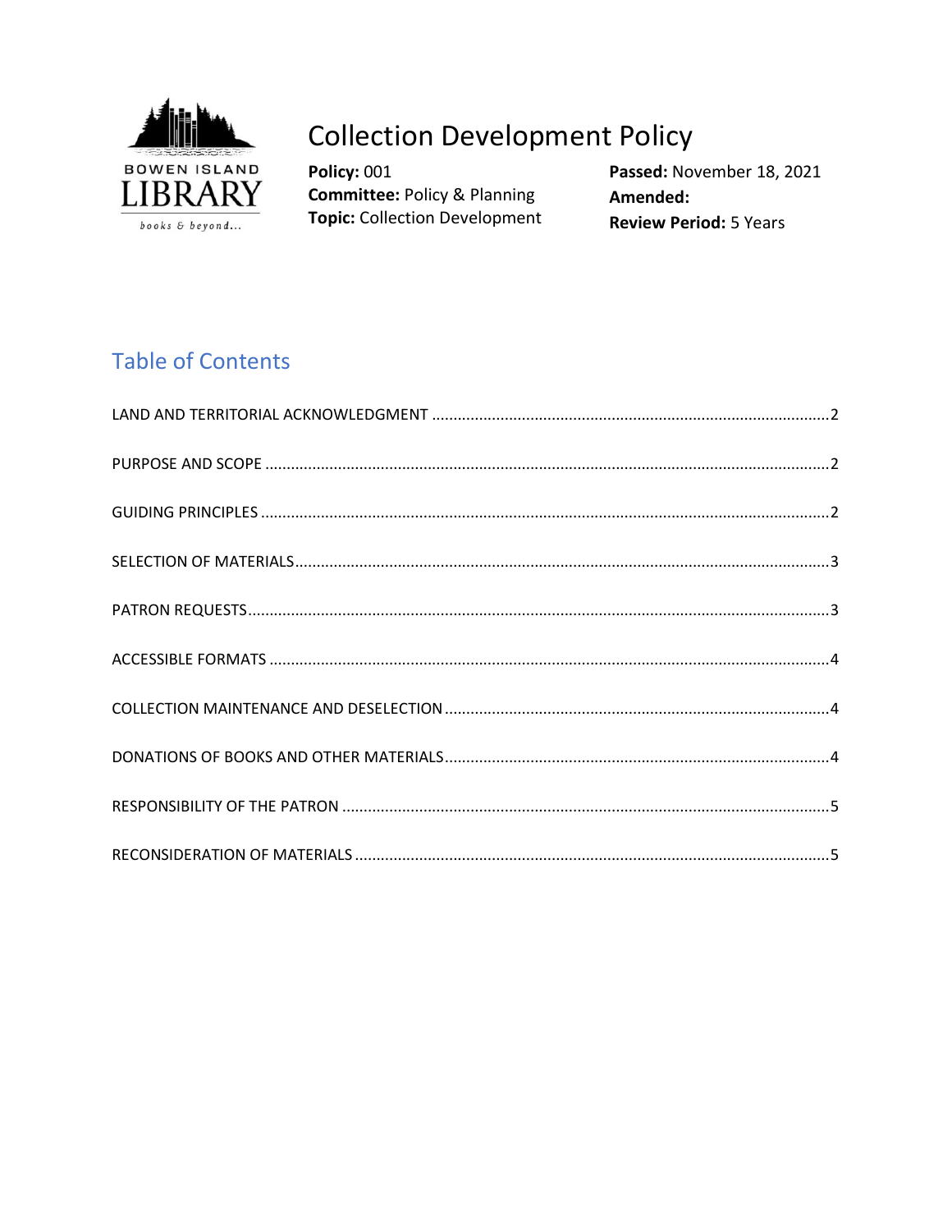BOWEN ISLAND LIBRARY

books & beyond...

# Collection Development Policy

**Policy:** 001
**Committee:** Policy & Planning
**Topic:** Collection Development

**Passed:** November 18, 2021
**Amended:**
**Review Period:** 5 Years

## Table of Contents

LAND AND TERRITORIAL ACKNOWLEDGMENT ........ 2

PURPOSE AND SCOPE ........ 2

GUIDING PRINCIPLES ........ 2

SELECTION OF MATERIALS ........ 3

PATRON REQUESTS ........ 3

ACCESSIBLE FORMATS ........ 4

COLLECTION MAINTENANCE AND DESELECTION ........ 4

DONATIONS OF BOOKS AND OTHER MATERIALS ........ 4

RESPONSIBILITY OF THE PATRON ........ 5

RECONSIDERATION OF MATERIALS ........ 5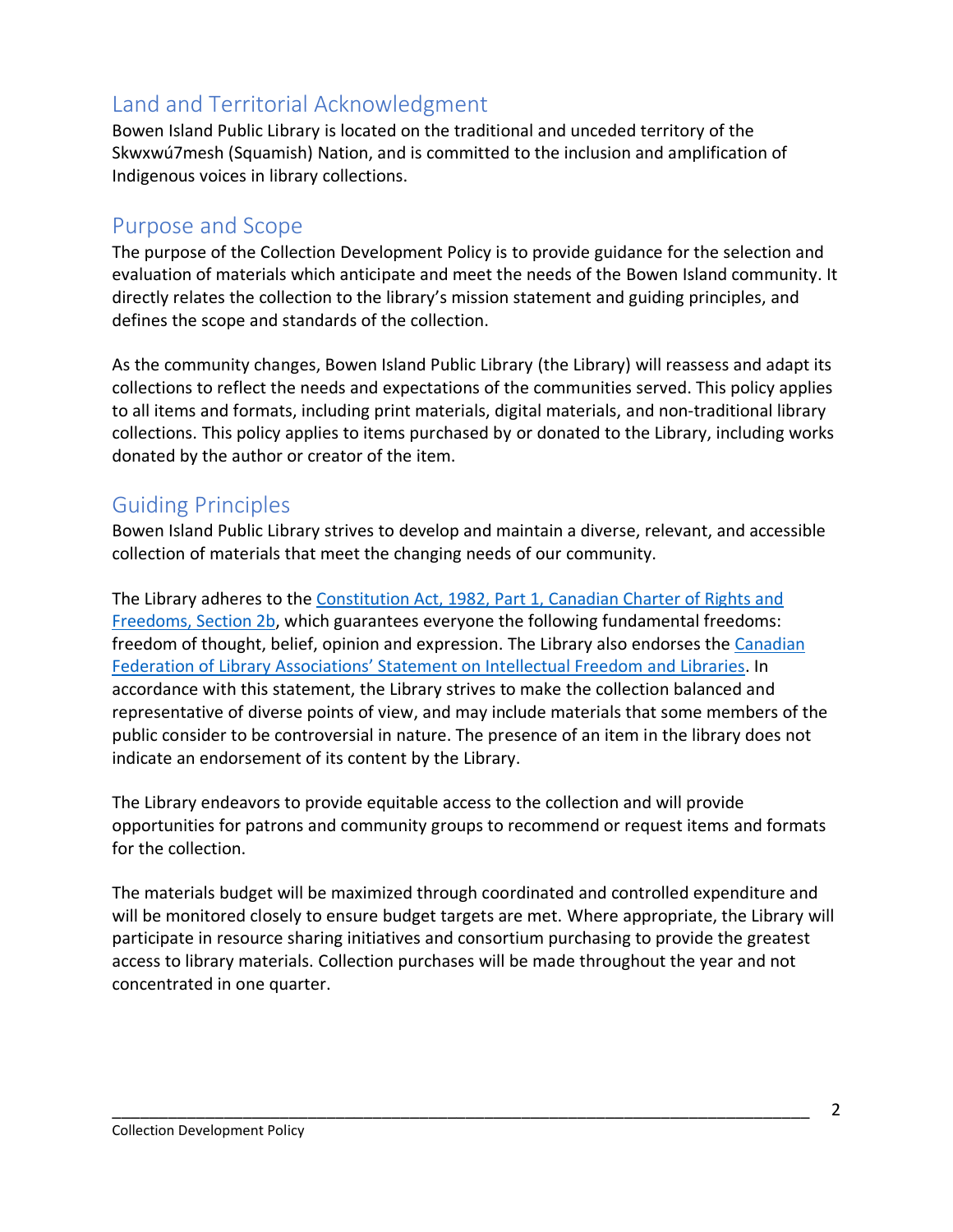## Land and Territorial Acknowledgment

Bowen Island Public Library is located on the traditional and unceded territory of the Skwxwú7mesh (Squamish) Nation, and is committed to the inclusion and amplification of Indigenous voices in library collections.

## Purpose and Scope

The purpose of the Collection Development Policy is to provide guidance for the selection and evaluation of materials which anticipate and meet the needs of the Bowen Island community. It directly relates the collection to the library's mission statement and guiding principles, and defines the scope and standards of the collection.

As the community changes, Bowen Island Public Library (the Library) will reassess and adapt its collections to reflect the needs and expectations of the communities served. This policy applies to all items and formats, including print materials, digital materials, and non-traditional library collections. This policy applies to items purchased by or donated to the Library, including works donated by the author or creator of the item.

## Guiding Principles

Bowen Island Public Library strives to develop and maintain a diverse, relevant, and accessible collection of materials that meet the changing needs of our community.

The Library adheres to the Constitution Act, 1982, Part 1, Canadian Charter of Rights and Freedoms, Section 2b, which guarantees everyone the following fundamental freedoms: freedom of thought, belief, opinion and expression. The Library also endorses the Canadian Federation of Library Associations' Statement on Intellectual Freedom and Libraries. In accordance with this statement, the Library strives to make the collection balanced and representative of diverse points of view, and may include materials that some members of the public consider to be controversial in nature. The presence of an item in the library does not indicate an endorsement of its content by the Library.

The Library endeavors to provide equitable access to the collection and will provide opportunities for patrons and community groups to recommend or request items and formats for the collection.

The materials budget will be maximized through coordinated and controlled expenditure and will be monitored closely to ensure budget targets are met. Where appropriate, the Library will participate in resource sharing initiatives and consortium purchasing to provide the greatest access to library materials. Collection purchases will be made throughout the year and not concentrated in one quarter.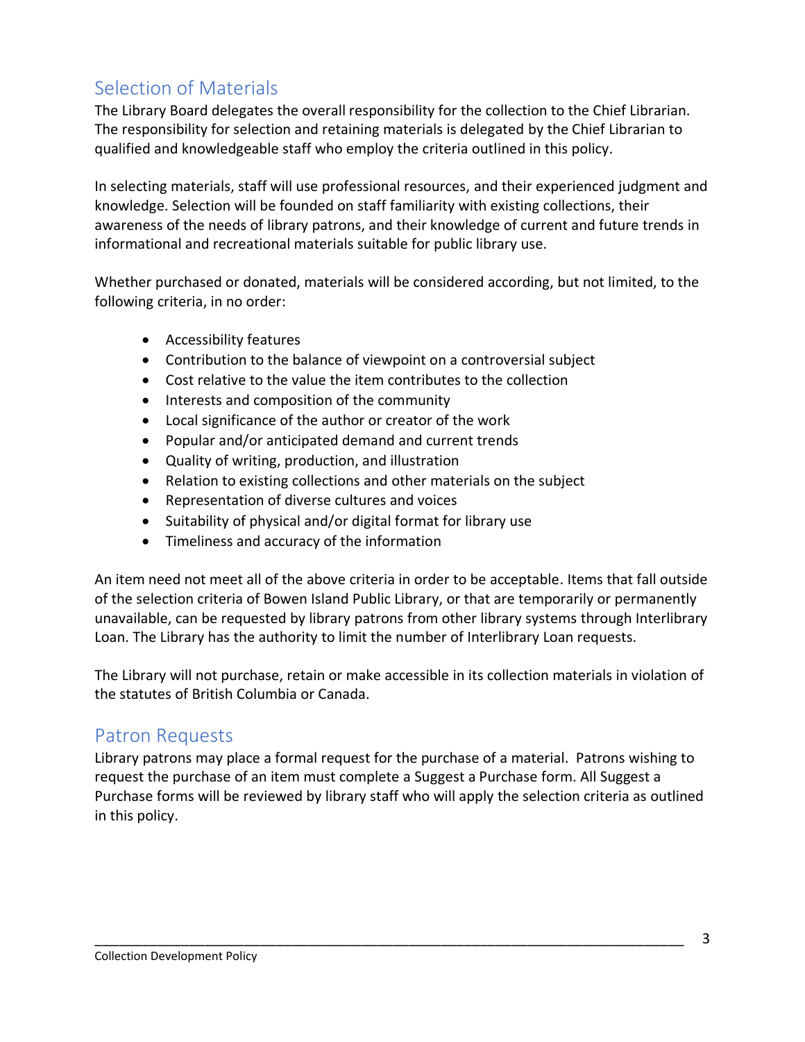## Selection of Materials

The Library Board delegates the overall responsibility for the collection to the Chief Librarian. The responsibility for selection and retaining materials is delegated by the Chief Librarian to qualified and knowledgeable staff who employ the criteria outlined in this policy.

In selecting materials, staff will use professional resources, and their experienced judgment and knowledge. Selection will be founded on staff familiarity with existing collections, their awareness of the needs of library patrons, and their knowledge of current and future trends in informational and recreational materials suitable for public library use.

Whether purchased or donated, materials will be considered according, but not limited, to the following criteria, in no order:

- Accessibility features
- Contribution to the balance of viewpoint on a controversial subject
- Cost relative to the value the item contributes to the collection
- Interests and composition of the community
- Local significance of the author or creator of the work
- Popular and/or anticipated demand and current trends
- Quality of writing, production, and illustration
- Relation to existing collections and other materials on the subject
- Representation of diverse cultures and voices
- Suitability of physical and/or digital format for library use
- Timeliness and accuracy of the information

An item need not meet all of the above criteria in order to be acceptable. Items that fall outside of the selection criteria of Bowen Island Public Library, or that are temporarily or permanently unavailable, can be requested by library patrons from other library systems through Interlibrary Loan. The Library has the authority to limit the number of Interlibrary Loan requests.

The Library will not purchase, retain or make accessible in its collection materials in violation of the statutes of British Columbia or Canada.

## Patron Requests

Library patrons may place a formal request for the purchase of a material. Patrons wishing to request the purchase of an item must complete a Suggest a Purchase form. All Suggest a Purchase forms will be reviewed by library staff who will apply the selection criteria as outlined in this policy.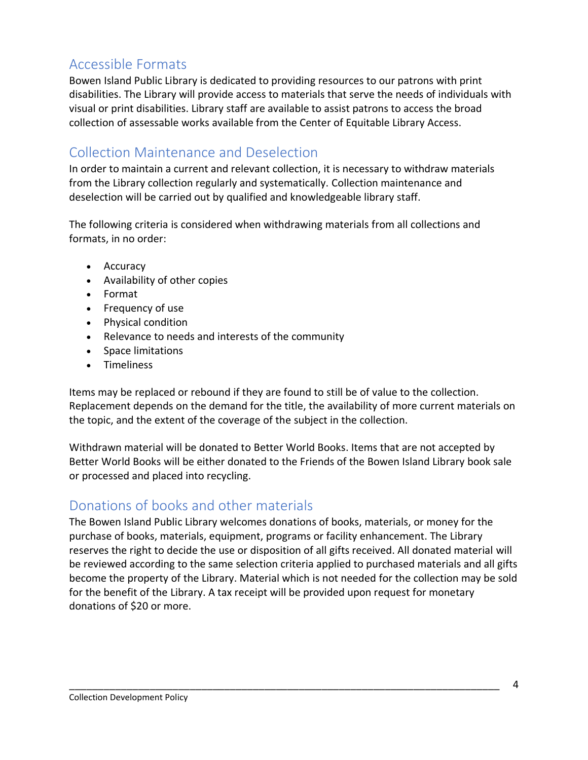## Accessible Formats

Bowen Island Public Library is dedicated to providing resources to our patrons with print disabilities. The Library will provide access to materials that serve the needs of individuals with visual or print disabilities. Library staff are available to assist patrons to access the broad collection of assessable works available from the Center of Equitable Library Access.

## Collection Maintenance and Deselection

In order to maintain a current and relevant collection, it is necessary to withdraw materials from the Library collection regularly and systematically. Collection maintenance and deselection will be carried out by qualified and knowledgeable library staff.

The following criteria is considered when withdrawing materials from all collections and formats, in no order:

- Accuracy
- Availability of other copies
- Format
- Frequency of use
- Physical condition
- Relevance to needs and interests of the community
- Space limitations
- Timeliness

Items may be replaced or rebound if they are found to still be of value to the collection. Replacement depends on the demand for the title, the availability of more current materials on the topic, and the extent of the coverage of the subject in the collection.

Withdrawn material will be donated to Better World Books. Items that are not accepted by Better World Books will be either donated to the Friends of the Bowen Island Library book sale or processed and placed into recycling.

## Donations of books and other materials

The Bowen Island Public Library welcomes donations of books, materials, or money for the purchase of books, materials, equipment, programs or facility enhancement. The Library reserves the right to decide the use or disposition of all gifts received. All donated material will be reviewed according to the same selection criteria applied to purchased materials and all gifts become the property of the Library. Material which is not needed for the collection may be sold for the benefit of the Library. A tax receipt will be provided upon request for monetary donations of $20 or more.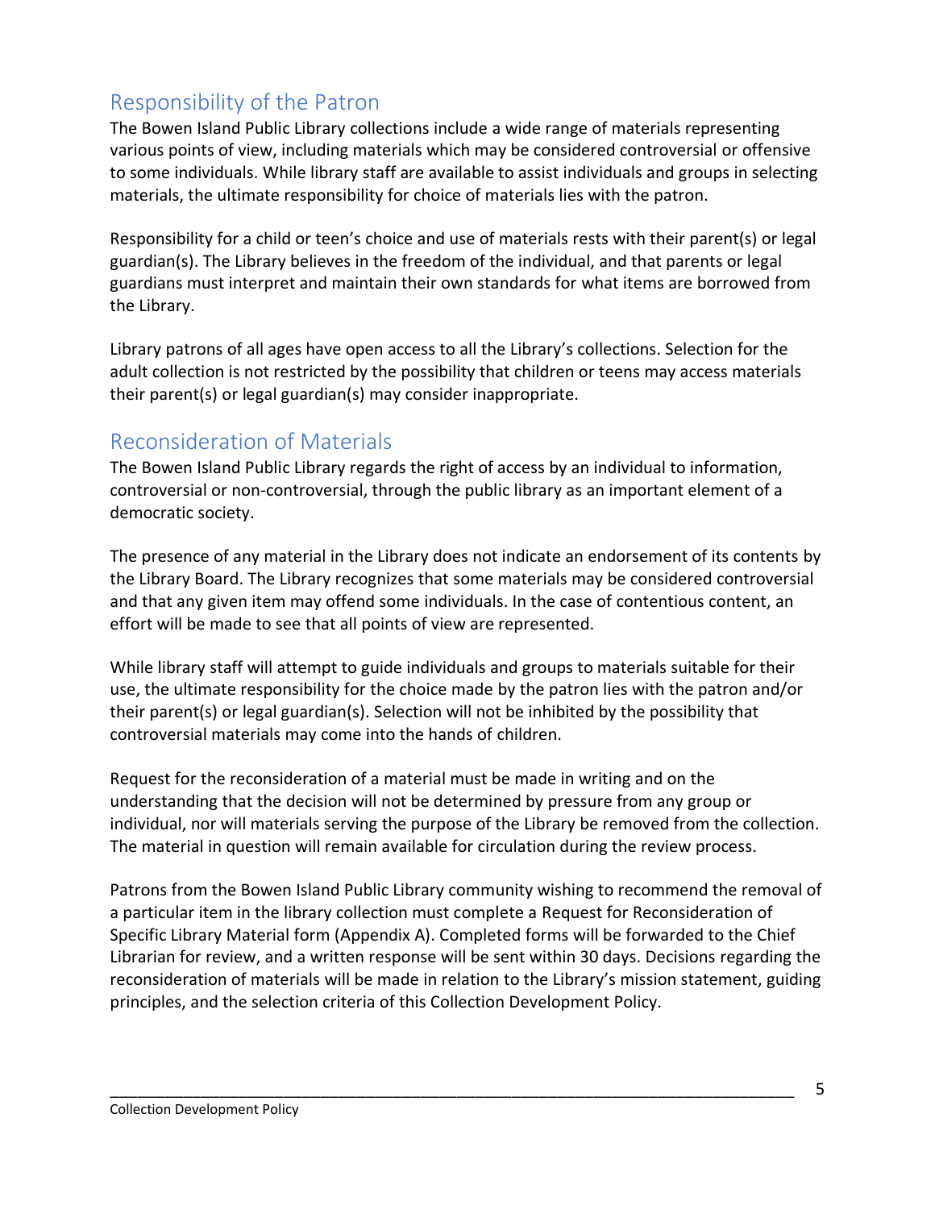## Responsibility of the Patron

The Bowen Island Public Library collections include a wide range of materials representing various points of view, including materials which may be considered controversial or offensive to some individuals. While library staff are available to assist individuals and groups in selecting materials, the ultimate responsibility for choice of materials lies with the patron.

Responsibility for a child or teen's choice and use of materials rests with their parent(s) or legal guardian(s). The Library believes in the freedom of the individual, and that parents or legal guardians must interpret and maintain their own standards for what items are borrowed from the Library.

Library patrons of all ages have open access to all the Library's collections. Selection for the adult collection is not restricted by the possibility that children or teens may access materials their parent(s) or legal guardian(s) may consider inappropriate.

## Reconsideration of Materials

The Bowen Island Public Library regards the right of access by an individual to information, controversial or non-controversial, through the public library as an important element of a democratic society.

The presence of any material in the Library does not indicate an endorsement of its contents by the Library Board. The Library recognizes that some materials may be considered controversial and that any given item may offend some individuals. In the case of contentious content, an effort will be made to see that all points of view are represented.

While library staff will attempt to guide individuals and groups to materials suitable for their use, the ultimate responsibility for the choice made by the patron lies with the patron and/or their parent(s) or legal guardian(s). Selection will not be inhibited by the possibility that controversial materials may come into the hands of children.

Request for the reconsideration of a material must be made in writing and on the understanding that the decision will not be determined by pressure from any group or individual, nor will materials serving the purpose of the Library be removed from the collection. The material in question will remain available for circulation during the review process.

Patrons from the Bowen Island Public Library community wishing to recommend the removal of a particular item in the library collection must complete a Request for Reconsideration of Specific Library Material form (Appendix A). Completed forms will be forwarded to the Chief Librarian for review, and a written response will be sent within 30 days. Decisions regarding the reconsideration of materials will be made in relation to the Library's mission statement, guiding principles, and the selection criteria of this Collection Development Policy.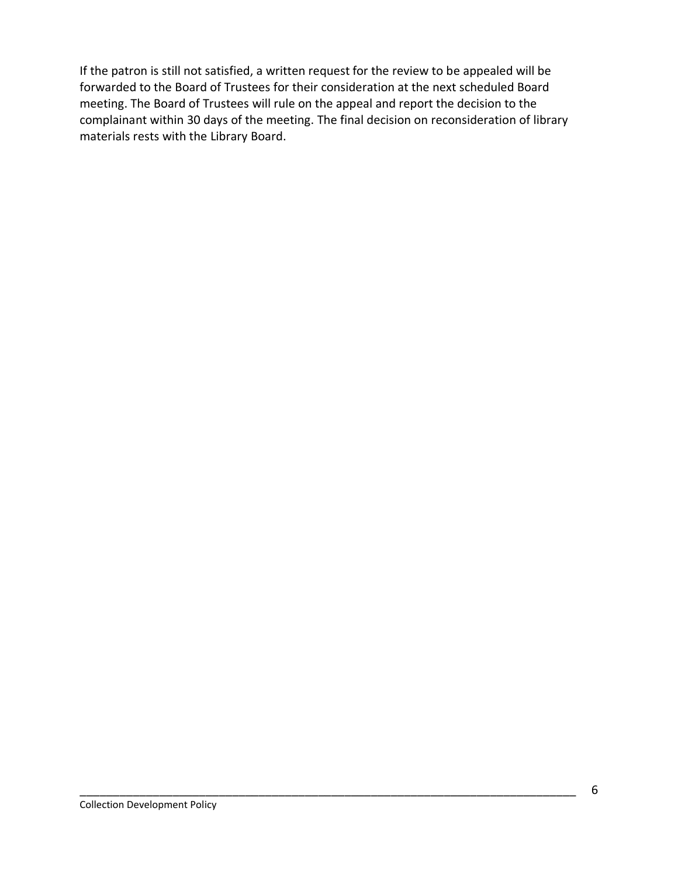If the patron is still not satisfied, a written request for the review to be appealed will be forwarded to the Board of Trustees for their consideration at the next scheduled Board meeting. The Board of Trustees will rule on the appeal and report the decision to the complainant within 30 days of the meeting. The final decision on reconsideration of library materials rests with the Library Board.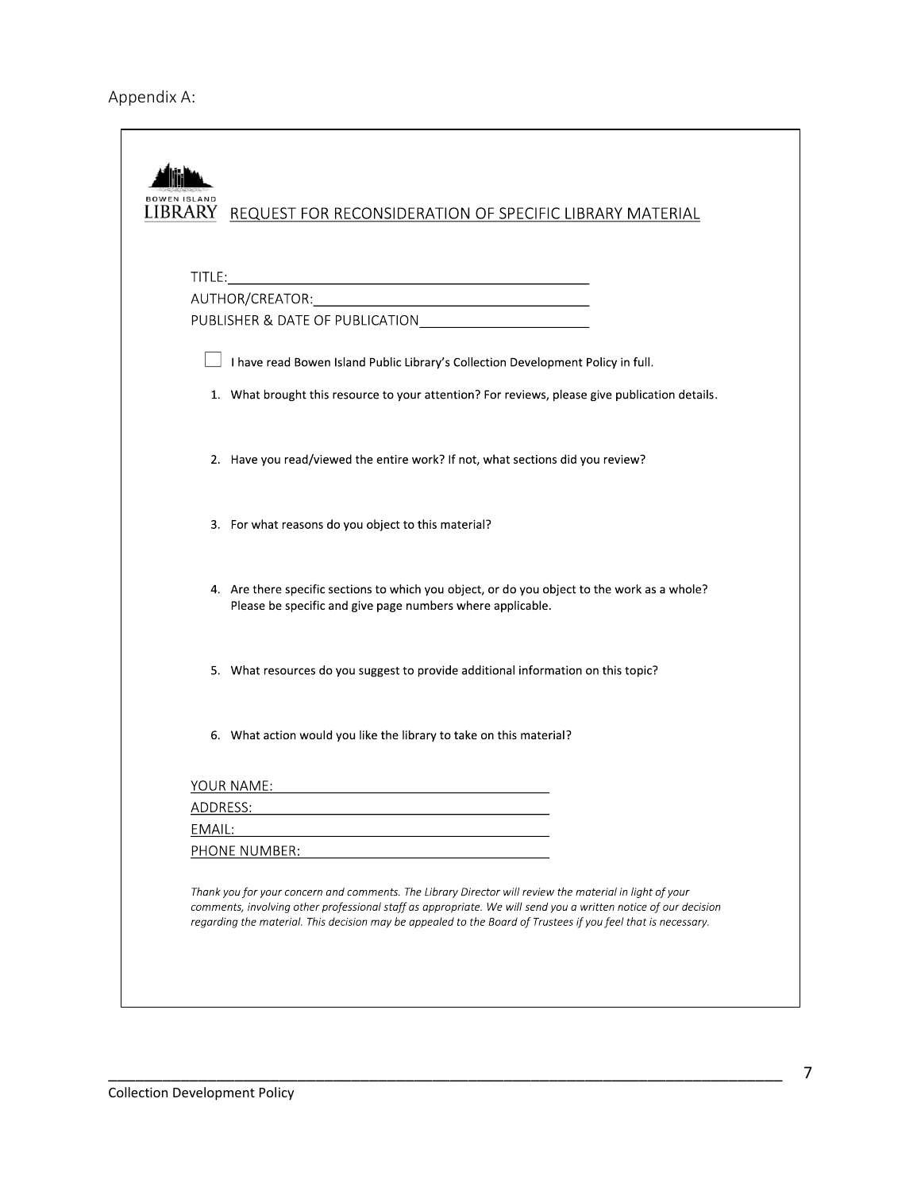Appendix A:

BOWEN ISLAND LIBRARY

## REQUEST FOR RECONSIDERATION OF SPECIFIC LIBRARY MATERIAL

TITLE: ____________________________________________

AUTHOR/CREATOR: ____________________________________

PUBLISHER & DATE OF PUBLICATION ____________________

☐ I have read Bowen Island Public Library's Collection Development Policy in full.

1. What brought this resource to your attention? For reviews, please give publication details.

2. Have you read/viewed the entire work? If not, what sections did you review?

3. For what reasons do you object to this material?

4. Are there specific sections to which you object, or do you object to the work as a whole? Please be specific and give page numbers where applicable.

5. What resources do you suggest to provide additional information on this topic?

6. What action would you like the library to take on this material?

YOUR NAME: ________________________________

ADDRESS: __________________________________

EMAIL: ____________________________________

PHONE NUMBER: _____________________________

*Thank you for your concern and comments. The Library Director will review the material in light of your comments, involving other professional staff as appropriate. We will send you a written notice of our decision regarding the material. This decision may be appealed to the Board of Trustees if you feel that is necessary.*